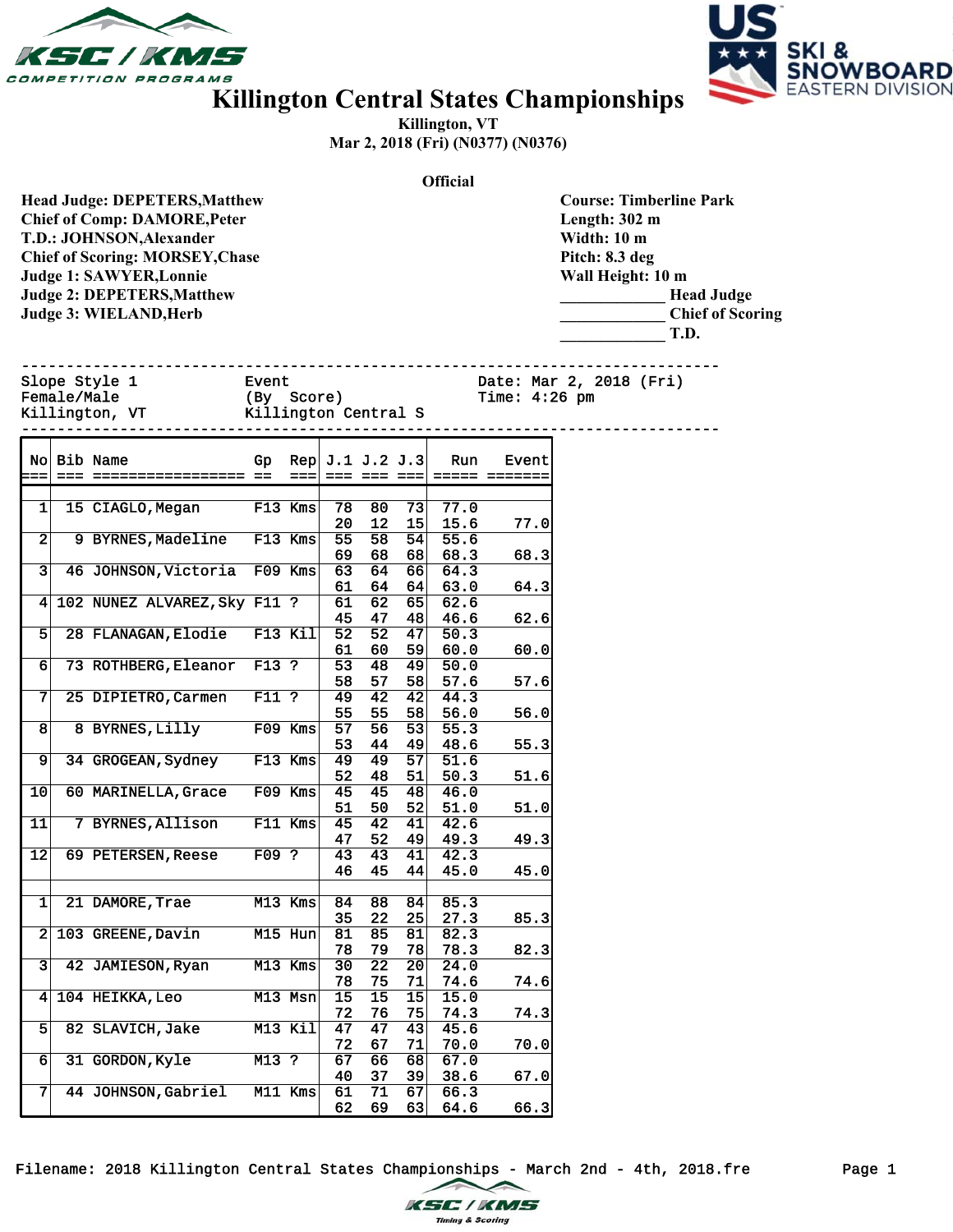# Killington Central States Championships

**Killington, VT**

**Mar 2, 2018 (Fri) (N0377) (N0376)**

**Official**

**Head Judge: DEPETERS,Matthew**
**Chief of Comp: DAMORE,Peter**
**T.D.: JOHNSON,Alexander**
**Chief of Scoring: MORSEY,Chase**
**Judge 1: SAWYER,Lonnie**
**Judge 2: DEPETERS,Matthew**
**Judge 3: WIELAND,Herb**

**Course: Timberline Park**
**Length: 302 m**
**Width: 10 m**
**Pitch: 8.3 deg**
**Wall Height: 10 m**
**____________ Head Judge**
**____________ Chief of Scoring**
**____________ T.D.**

```
Slope Style 1            Event                  Date: Mar 2, 2018 (Fri)
Female/Male              (By  Score)            Time: 4:26 pm
Killington, VT           Killington Central S
```

| No | Bib | Name | Gp | Rep | J.1 | J.2 | J.3 | Run | Event |
|---|---|---|---|---|---|---|---|---|---|
| 1 | 15 | CIAGLO,Megan | F13 | Kms | 78 | 80 | 73 | 77.0 | |
| | | | | | 20 | 12 | 15 | 15.6 | 77.0 |
| 2 | 9 | BYRNES,Madeline | F13 | Kms | 55 | 58 | 54 | 55.6 | |
| | | | | | 69 | 68 | 68 | 68.3 | 68.3 |
| 3 | 46 | JOHNSON,Victoria | F09 | Kms | 63 | 64 | 66 | 64.3 | |
| | | | | | 61 | 64 | 64 | 63.0 | 64.3 |
| 4 | 102 | NUNEZ ALVAREZ,Sky | F11 | ? | 61 | 62 | 65 | 62.6 | |
| | | | | | 45 | 47 | 48 | 46.6 | 62.6 |
| 5 | 28 | FLANAGAN,Elodie | F13 | Kil | 52 | 52 | 47 | 50.3 | |
| | | | | | 61 | 60 | 59 | 60.0 | 60.0 |
| 6 | 73 | ROTHBERG,Eleanor | F13 | ? | 53 | 48 | 49 | 50.0 | |
| | | | | | 58 | 57 | 58 | 57.6 | 57.6 |
| 7 | 25 | DIPIETRO,Carmen | F11 | ? | 49 | 42 | 42 | 44.3 | |
| | | | | | 55 | 55 | 58 | 56.0 | 56.0 |
| 8 | 8 | BYRNES,Lilly | F09 | Kms | 57 | 56 | 53 | 55.3 | |
| | | | | | 53 | 44 | 49 | 48.6 | 55.3 |
| 9 | 34 | GROGEAN,Sydney | F13 | Kms | 49 | 49 | 57 | 51.6 | |
| | | | | | 52 | 48 | 51 | 50.3 | 51.6 |
| 10 | 60 | MARINELLA,Grace | F09 | Kms | 45 | 45 | 48 | 46.0 | |
| | | | | | 51 | 50 | 52 | 51.0 | 51.0 |
| 11 | 7 | BYRNES,Allison | F11 | Kms | 45 | 42 | 41 | 42.6 | |
| | | | | | 47 | 52 | 49 | 49.3 | 49.3 |
| 12 | 69 | PETERSEN,Reese | F09 | ? | 43 | 43 | 41 | 42.3 | |
| | | | | | 46 | 45 | 44 | 45.0 | 45.0 |
| 1 | 21 | DAMORE,Trae | M13 | Kms | 84 | 88 | 84 | 85.3 | |
| | | | | | 35 | 22 | 25 | 27.3 | 85.3 |
| 2 | 103 | GREENE,Davin | M15 | Hun | 81 | 85 | 81 | 82.3 | |
| | | | | | 78 | 79 | 78 | 78.3 | 82.3 |
| 3 | 42 | JAMIESON,Ryan | M13 | Kms | 30 | 22 | 20 | 24.0 | |
| | | | | | 78 | 75 | 71 | 74.6 | 74.6 |
| 4 | 104 | HEIKKA,Leo | M13 | Msn | 15 | 15 | 15 | 15.0 | |
| | | | | | 72 | 76 | 75 | 74.3 | 74.3 |
| 5 | 82 | SLAVICH,Jake | M13 | Kil | 47 | 47 | 43 | 45.6 | |
| | | | | | 72 | 67 | 71 | 70.0 | 70.0 |
| 6 | 31 | GORDON,Kyle | M13 | ? | 67 | 66 | 68 | 67.0 | |
| | | | | | 40 | 37 | 39 | 38.6 | 67.0 |
| 7 | 44 | JOHNSON,Gabriel | M11 | Kms | 61 | 71 | 67 | 66.3 | |
| | | | | | 62 | 69 | 63 | 64.6 | 66.3 |

Filename: 2018 Killington Central States Championships - March 2nd - 4th, 2018.fre

KSC / KMS Timing & Scoring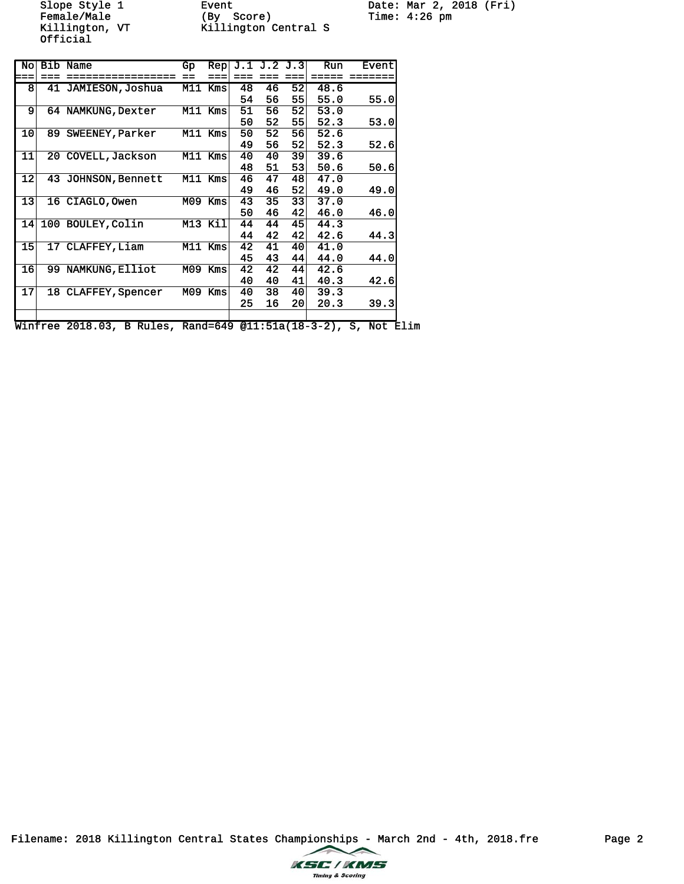Slope Style 1 | Event | Date: Mar 2, 2018 (Fri)

Female/Male | (By Score) | Time: 4:26 pm

Killington, VT | Killington Central S

Official

| No | Bib | Name | Gp | Rep | J.1 | J.2 | J.3 | Run | Event |
|---|---|---|---|---|---|---|---|---|---|
| 8 | 41 | JAMIESON,Joshua | M11 | Kms | 48 | 46 | 52 | 48.6 | |
| | | | | | 54 | 56 | 55 | 55.0 | 55.0 |
| 9 | 64 | NAMKUNG,Dexter | M11 | Kms | 51 | 56 | 52 | 53.0 | |
| | | | | | 50 | 52 | 55 | 52.3 | 53.0 |
| 10 | 89 | SWEENEY,Parker | M11 | Kms | 50 | 52 | 56 | 52.6 | |
| | | | | | 49 | 56 | 52 | 52.3 | 52.6 |
| 11 | 20 | COVELL,Jackson | M11 | Kms | 40 | 40 | 39 | 39.6 | |
| | | | | | 48 | 51 | 53 | 50.6 | 50.6 |
| 12 | 43 | JOHNSON,Bennett | M11 | Kms | 46 | 47 | 48 | 47.0 | |
| | | | | | 49 | 46 | 52 | 49.0 | 49.0 |
| 13 | 16 | CIAGLO,Owen | M09 | Kms | 43 | 35 | 33 | 37.0 | |
| | | | | | 50 | 46 | 42 | 46.0 | 46.0 |
| 14 | 100 | BOULEY,Colin | M13 | Kil | 44 | 44 | 45 | 44.3 | |
| | | | | | 44 | 42 | 42 | 42.6 | 44.3 |
| 15 | 17 | CLAFFEY,Liam | M11 | Kms | 42 | 41 | 40 | 41.0 | |
| | | | | | 45 | 43 | 44 | 44.0 | 44.0 |
| 16 | 99 | NAMKUNG,Elliot | M09 | Kms | 42 | 42 | 44 | 42.6 | |
| | | | | | 40 | 40 | 41 | 40.3 | 42.6 |
| 17 | 18 | CLAFFEY,Spencer | M09 | Kms | 40 | 38 | 40 | 39.3 | |
| | | | | | 25 | 16 | 20 | 20.3 | 39.3 |

Winfree 2018.03, B Rules, Rand=649 @11:51a(18-3-2), S, Not Elim

Filename: 2018 Killington Central States Championships - March 2nd - 4th, 2018.fre

KSC / KMS Timing & Scoring